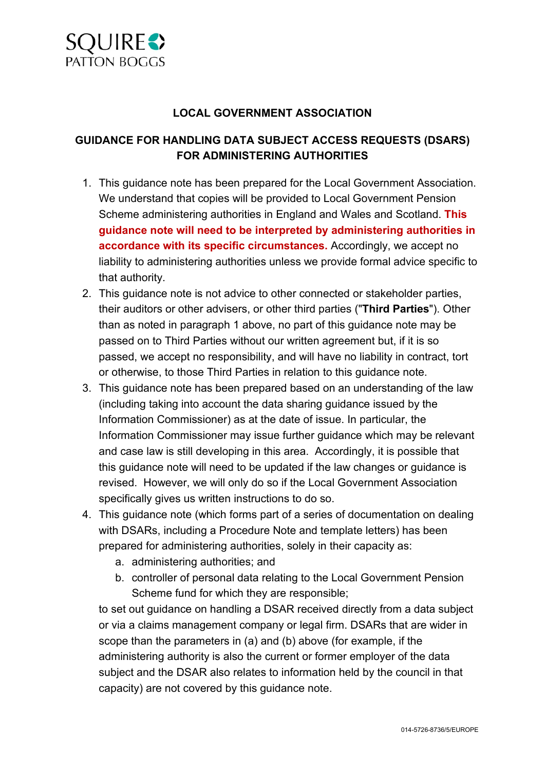SQUIRE PATTON BOGGS

## LOCAL GOVERNMENT ASSOCIATION

## GUIDANCE FOR HANDLING DATA SUBJECT ACCESS REQUESTS (DSARS) FOR ADMINISTERING AUTHORITIES

1. This guidance note has been prepared for the Local Government Association. We understand that copies will be provided to Local Government Pension Scheme administering authorities in England and Wales and Scotland. **This guidance note will need to be interpreted by administering authorities in accordance with its specific circumstances.** Accordingly, we accept no liability to administering authorities unless we provide formal advice specific to that authority.
2. This guidance note is not advice to other connected or stakeholder parties, their auditors or other advisers, or other third parties ("**Third Parties**"). Other than as noted in paragraph 1 above, no part of this guidance note may be passed on to Third Parties without our written agreement but, if it is so passed, we accept no responsibility, and will have no liability in contract, tort or otherwise, to those Third Parties in relation to this guidance note.
3. This guidance note has been prepared based on an understanding of the law (including taking into account the data sharing guidance issued by the Information Commissioner) as at the date of issue. In particular, the Information Commissioner may issue further guidance which may be relevant and case law is still developing in this area. Accordingly, it is possible that this guidance note will need to be updated if the law changes or guidance is revised. However, we will only do so if the Local Government Association specifically gives us written instructions to do so.
4. This guidance note (which forms part of a series of documentation on dealing with DSARs, including a Procedure Note and template letters) has been prepared for administering authorities, solely in their capacity as:
    a. administering authorities; and
    b. controller of personal data relating to the Local Government Pension Scheme fund for which they are responsible;

    to set out guidance on handling a DSAR received directly from a data subject or via a claims management company or legal firm. DSARs that are wider in scope than the parameters in (a) and (b) above (for example, if the administering authority is also the current or former employer of the data subject and the DSAR also relates to information held by the council in that capacity) are not covered by this guidance note.

014-5726-8736/5/EUROPE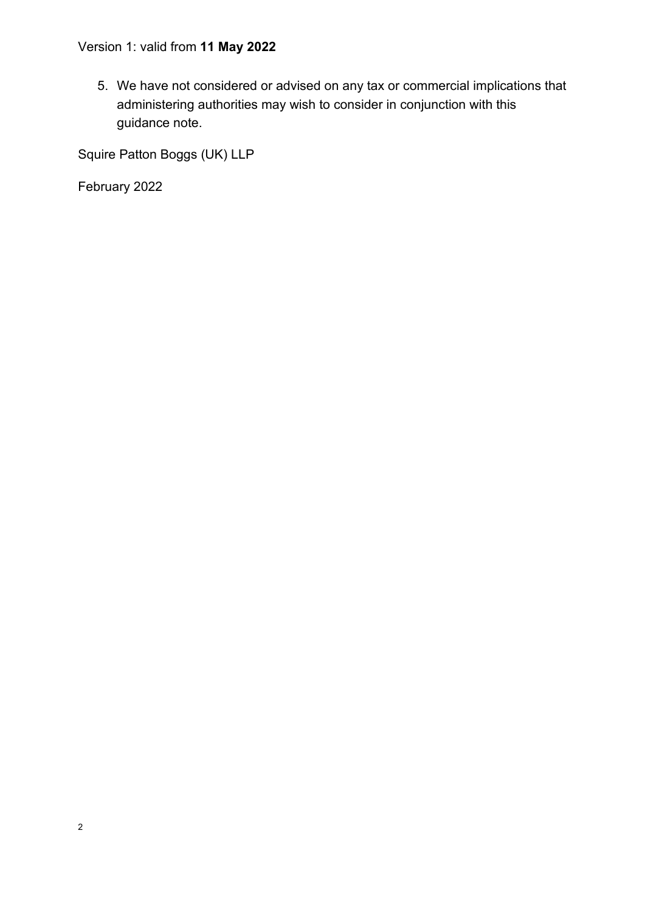5. We have not considered or advised on any tax or commercial implications that administering authorities may wish to consider in conjunction with this guidance note.

Squire Patton Boggs (UK) LLP

February 2022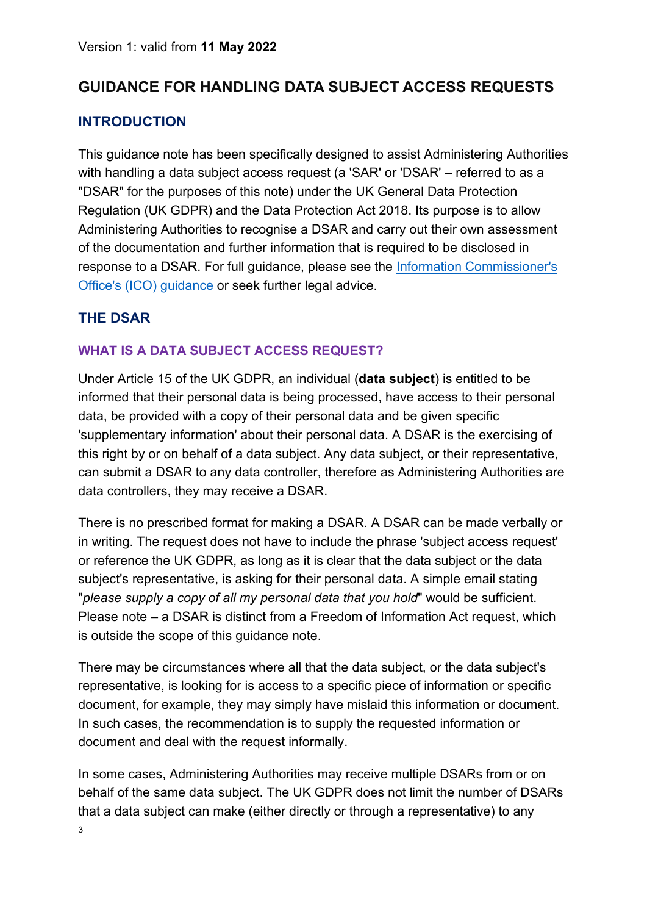Version 1: valid from **11 May 2022**

# GUIDANCE FOR HANDLING DATA SUBJECT ACCESS REQUESTS

## INTRODUCTION

This guidance note has been specifically designed to assist Administering Authorities with handling a data subject access request (a 'SAR' or 'DSAR' – referred to as a "DSAR" for the purposes of this note) under the UK General Data Protection Regulation (UK GDPR) and the Data Protection Act 2018. Its purpose is to allow Administering Authorities to recognise a DSAR and carry out their own assessment of the documentation and further information that is required to be disclosed in response to a DSAR. For full guidance, please see the Information Commissioner's Office's (ICO) guidance or seek further legal advice.

## THE DSAR

### WHAT IS A DATA SUBJECT ACCESS REQUEST?

Under Article 15 of the UK GDPR, an individual (**data subject**) is entitled to be informed that their personal data is being processed, have access to their personal data, be provided with a copy of their personal data and be given specific 'supplementary information' about their personal data. A DSAR is the exercising of this right by or on behalf of a data subject. Any data subject, or their representative, can submit a DSAR to any data controller, therefore as Administering Authorities are data controllers, they may receive a DSAR.

There is no prescribed format for making a DSAR. A DSAR can be made verbally or in writing. The request does not have to include the phrase 'subject access request' or reference the UK GDPR, as long as it is clear that the data subject or the data subject's representative, is asking for their personal data. A simple email stating "*please supply a copy of all my personal data that you hold*" would be sufficient. Please note – a DSAR is distinct from a Freedom of Information Act request, which is outside the scope of this guidance note.

There may be circumstances where all that the data subject, or the data subject's representative, is looking for is access to a specific piece of information or specific document, for example, they may simply have mislaid this information or document. In such cases, the recommendation is to supply the requested information or document and deal with the request informally.

In some cases, Administering Authorities may receive multiple DSARs from or on behalf of the same data subject. The UK GDPR does not limit the number of DSARs that a data subject can make (either directly or through a representative) to any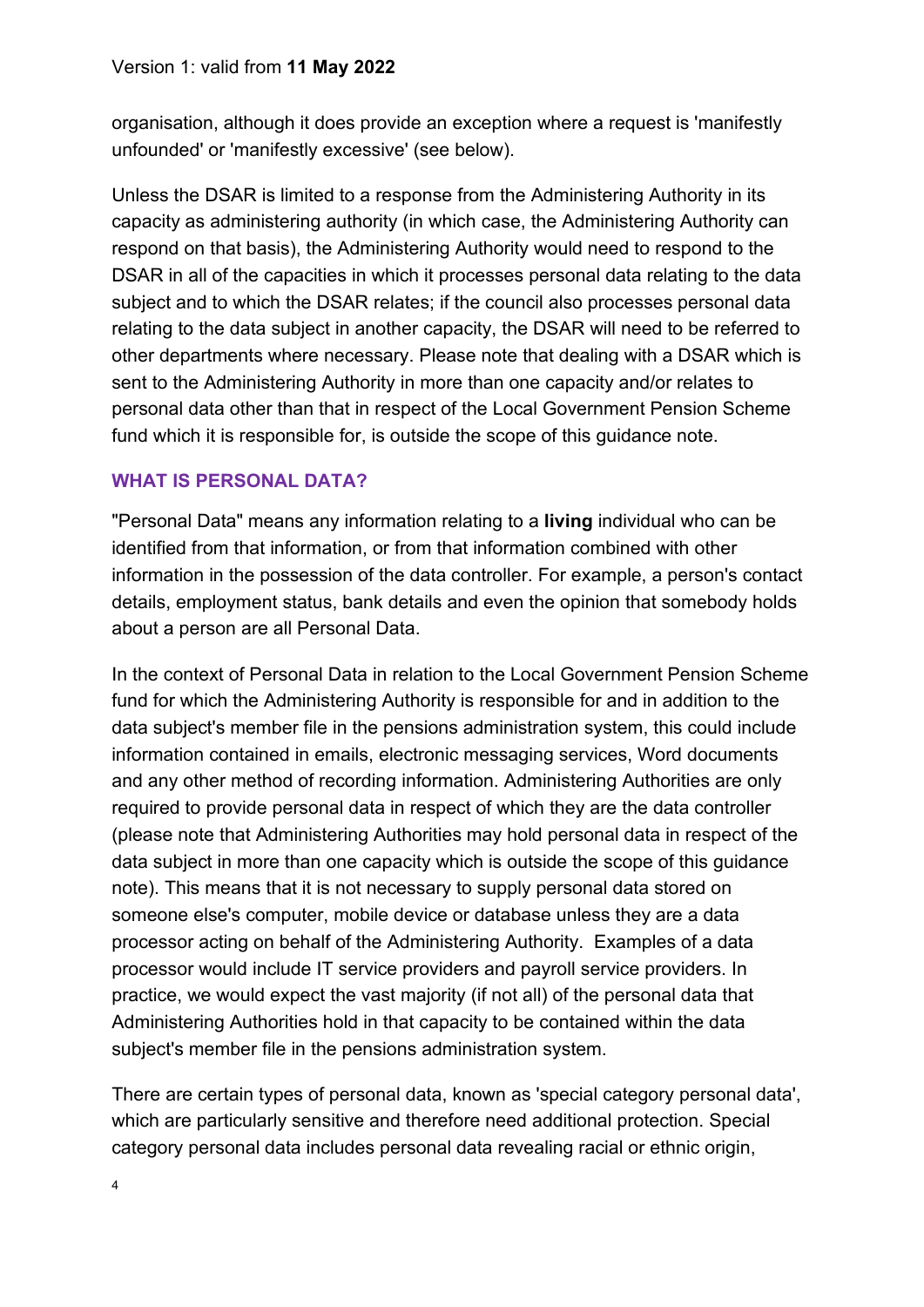organisation, although it does provide an exception where a request is 'manifestly unfounded' or 'manifestly excessive' (see below).

Unless the DSAR is limited to a response from the Administering Authority in its capacity as administering authority (in which case, the Administering Authority can respond on that basis), the Administering Authority would need to respond to the DSAR in all of the capacities in which it processes personal data relating to the data subject and to which the DSAR relates; if the council also processes personal data relating to the data subject in another capacity, the DSAR will need to be referred to other departments where necessary. Please note that dealing with a DSAR which is sent to the Administering Authority in more than one capacity and/or relates to personal data other than that in respect of the Local Government Pension Scheme fund which it is responsible for, is outside the scope of this guidance note.

## WHAT IS PERSONAL DATA?

"Personal Data" means any information relating to a **living** individual who can be identified from that information, or from that information combined with other information in the possession of the data controller. For example, a person's contact details, employment status, bank details and even the opinion that somebody holds about a person are all Personal Data.

In the context of Personal Data in relation to the Local Government Pension Scheme fund for which the Administering Authority is responsible for and in addition to the data subject's member file in the pensions administration system, this could include information contained in emails, electronic messaging services, Word documents and any other method of recording information. Administering Authorities are only required to provide personal data in respect of which they are the data controller (please note that Administering Authorities may hold personal data in respect of the data subject in more than one capacity which is outside the scope of this guidance note). This means that it is not necessary to supply personal data stored on someone else's computer, mobile device or database unless they are a data processor acting on behalf of the Administering Authority. Examples of a data processor would include IT service providers and payroll service providers. In practice, we would expect the vast majority (if not all) of the personal data that Administering Authorities hold in that capacity to be contained within the data subject's member file in the pensions administration system.

There are certain types of personal data, known as 'special category personal data', which are particularly sensitive and therefore need additional protection. Special category personal data includes personal data revealing racial or ethnic origin,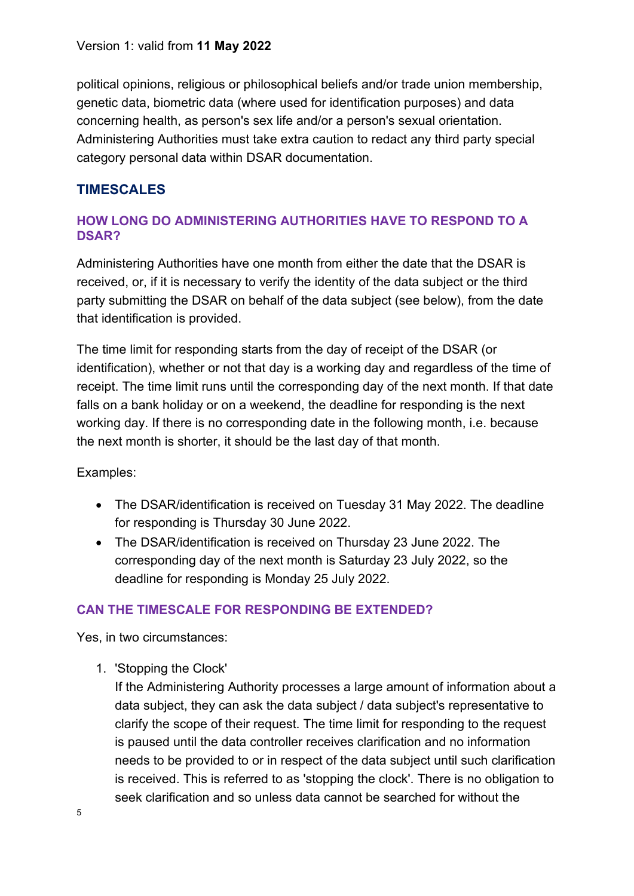political opinions, religious or philosophical beliefs and/or trade union membership, genetic data, biometric data (where used for identification purposes) and data concerning health, as person's sex life and/or a person's sexual orientation. Administering Authorities must take extra caution to redact any third party special category personal data within DSAR documentation.

## TIMESCALES

### HOW LONG DO ADMINISTERING AUTHORITIES HAVE TO RESPOND TO A DSAR?

Administering Authorities have one month from either the date that the DSAR is received, or, if it is necessary to verify the identity of the data subject or the third party submitting the DSAR on behalf of the data subject (see below), from the date that identification is provided.

The time limit for responding starts from the day of receipt of the DSAR (or identification), whether or not that day is a working day and regardless of the time of receipt. The time limit runs until the corresponding day of the next month. If that date falls on a bank holiday or on a weekend, the deadline for responding is the next working day. If there is no corresponding date in the following month, i.e. because the next month is shorter, it should be the last day of that month.

Examples:

- The DSAR/identification is received on Tuesday 31 May 2022. The deadline for responding is Thursday 30 June 2022.
- The DSAR/identification is received on Thursday 23 June 2022. The corresponding day of the next month is Saturday 23 July 2022, so the deadline for responding is Monday 25 July 2022.

### CAN THE TIMESCALE FOR RESPONDING BE EXTENDED?

Yes, in two circumstances:

1. 'Stopping the Clock'
   If the Administering Authority processes a large amount of information about a data subject, they can ask the data subject / data subject's representative to clarify the scope of their request. The time limit for responding to the request is paused until the data controller receives clarification and no information needs to be provided to or in respect of the data subject until such clarification is received. This is referred to as 'stopping the clock'. There is no obligation to seek clarification and so unless data cannot be searched for without the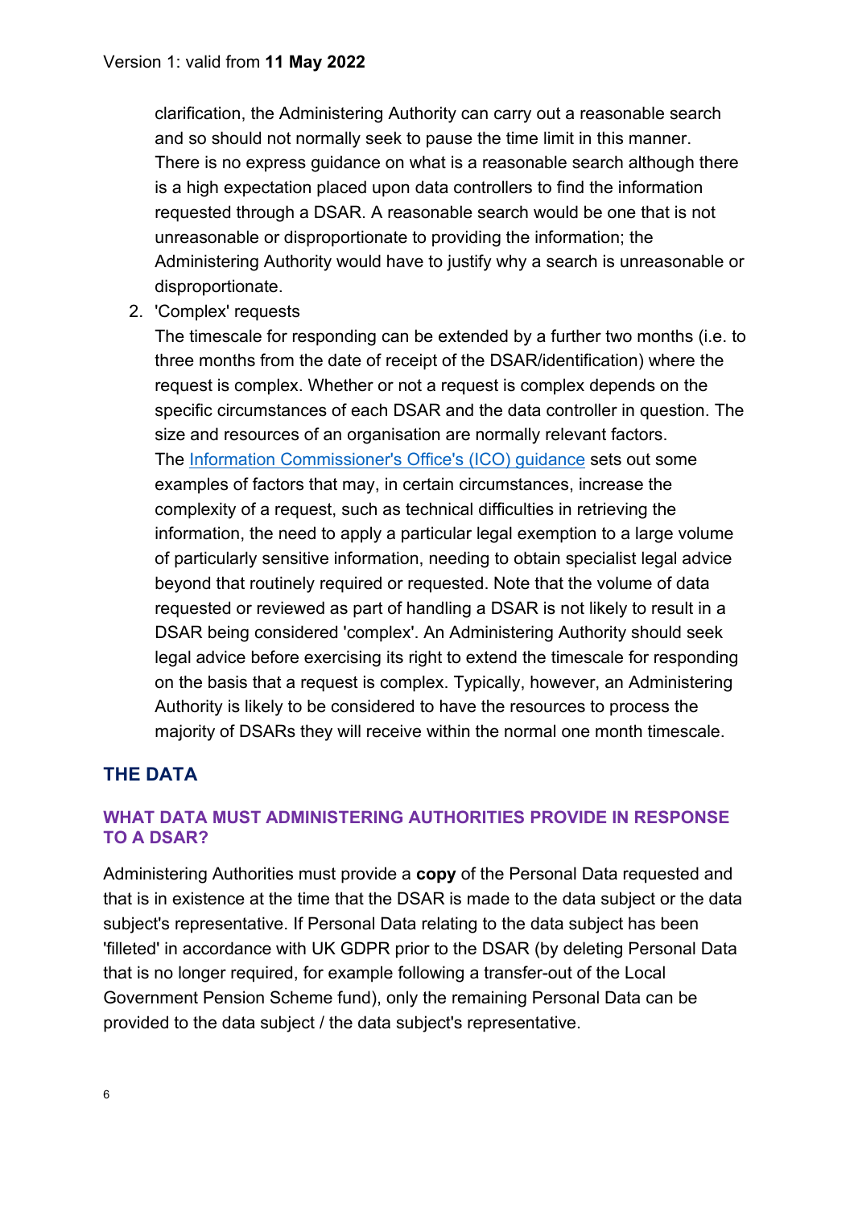clarification, the Administering Authority can carry out a reasonable search and so should not normally seek to pause the time limit in this manner. There is no express guidance on what is a reasonable search although there is a high expectation placed upon data controllers to find the information requested through a DSAR. A reasonable search would be one that is not unreasonable or disproportionate to providing the information; the Administering Authority would have to justify why a search is unreasonable or disproportionate.

2. 'Complex' requests
   The timescale for responding can be extended by a further two months (i.e. to three months from the date of receipt of the DSAR/identification) where the request is complex. Whether or not a request is complex depends on the specific circumstances of each DSAR and the data controller in question. The size and resources of an organisation are normally relevant factors. The Information Commissioner's Office's (ICO) guidance sets out some examples of factors that may, in certain circumstances, increase the complexity of a request, such as technical difficulties in retrieving the information, the need to apply a particular legal exemption to a large volume of particularly sensitive information, needing to obtain specialist legal advice beyond that routinely required or requested. Note that the volume of data requested or reviewed as part of handling a DSAR is not likely to result in a DSAR being considered 'complex'. An Administering Authority should seek legal advice before exercising its right to extend the timescale for responding on the basis that a request is complex. Typically, however, an Administering Authority is likely to be considered to have the resources to process the majority of DSARs they will receive within the normal one month timescale.

## THE DATA

### WHAT DATA MUST ADMINISTERING AUTHORITIES PROVIDE IN RESPONSE TO A DSAR?

Administering Authorities must provide a **copy** of the Personal Data requested and that is in existence at the time that the DSAR is made to the data subject or the data subject's representative. If Personal Data relating to the data subject has been 'filleted' in accordance with UK GDPR prior to the DSAR (by deleting Personal Data that is no longer required, for example following a transfer-out of the Local Government Pension Scheme fund), only the remaining Personal Data can be provided to the data subject / the data subject's representative.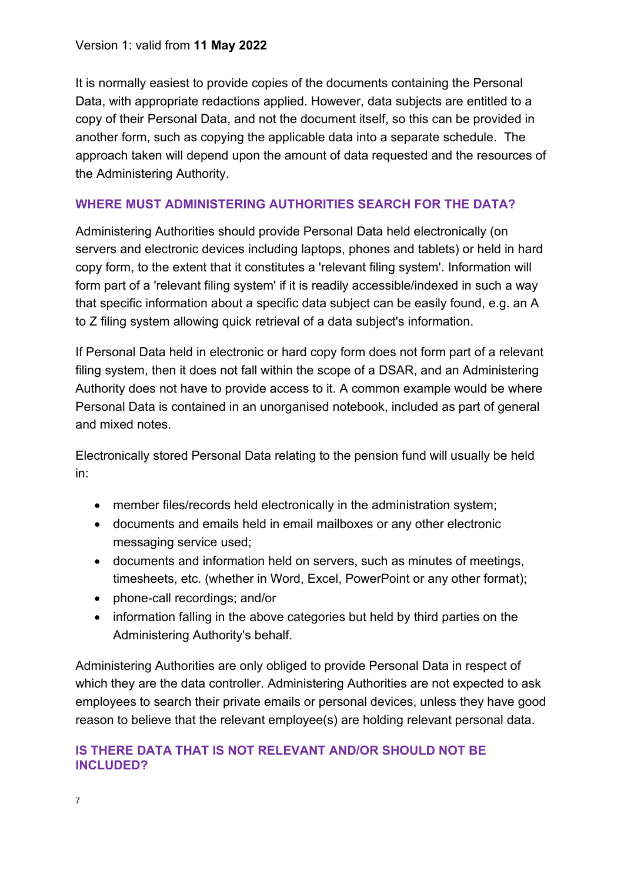It is normally easiest to provide copies of the documents containing the Personal Data, with appropriate redactions applied. However, data subjects are entitled to a copy of their Personal Data, and not the document itself, so this can be provided in another form, such as copying the applicable data into a separate schedule. The approach taken will depend upon the amount of data requested and the resources of the Administering Authority.

## WHERE MUST ADMINISTERING AUTHORITIES SEARCH FOR THE DATA?

Administering Authorities should provide Personal Data held electronically (on servers and electronic devices including laptops, phones and tablets) or held in hard copy form, to the extent that it constitutes a 'relevant filing system'. Information will form part of a 'relevant filing system' if it is readily accessible/indexed in such a way that specific information about a specific data subject can be easily found, e.g. an A to Z filing system allowing quick retrieval of a data subject's information.

If Personal Data held in electronic or hard copy form does not form part of a relevant filing system, then it does not fall within the scope of a DSAR, and an Administering Authority does not have to provide access to it. A common example would be where Personal Data is contained in an unorganised notebook, included as part of general and mixed notes.

Electronically stored Personal Data relating to the pension fund will usually be held in:

- member files/records held electronically in the administration system;
- documents and emails held in email mailboxes or any other electronic messaging service used;
- documents and information held on servers, such as minutes of meetings, timesheets, etc. (whether in Word, Excel, PowerPoint or any other format);
- phone-call recordings; and/or
- information falling in the above categories but held by third parties on the Administering Authority's behalf.

Administering Authorities are only obliged to provide Personal Data in respect of which they are the data controller. Administering Authorities are not expected to ask employees to search their private emails or personal devices, unless they have good reason to believe that the relevant employee(s) are holding relevant personal data.

## IS THERE DATA THAT IS NOT RELEVANT AND/OR SHOULD NOT BE INCLUDED?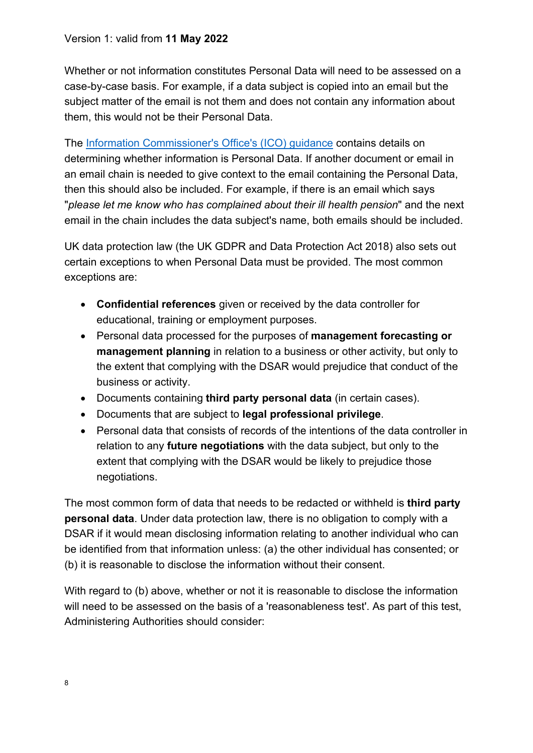Version 1: valid from **11 May 2022**

Whether or not information constitutes Personal Data will need to be assessed on a case-by-case basis. For example, if a data subject is copied into an email but the subject matter of the email is not them and does not contain any information about them, this would not be their Personal Data.

The [Information Commissioner's Office's (ICO) guidance](#) contains details on determining whether information is Personal Data. If another document or email in an email chain is needed to give context to the email containing the Personal Data, then this should also be included. For example, if there is an email which says "*please let me know who has complained about their ill health pension*" and the next email in the chain includes the data subject's name, both emails should be included.

UK data protection law (the UK GDPR and Data Protection Act 2018) also sets out certain exceptions to when Personal Data must be provided. The most common exceptions are:

- **Confidential references** given or received by the data controller for educational, training or employment purposes.
- Personal data processed for the purposes of **management forecasting or management planning** in relation to a business or other activity, but only to the extent that complying with the DSAR would prejudice that conduct of the business or activity.
- Documents containing **third party personal data** (in certain cases).
- Documents that are subject to **legal professional privilege**.
- Personal data that consists of records of the intentions of the data controller in relation to any **future negotiations** with the data subject, but only to the extent that complying with the DSAR would be likely to prejudice those negotiations.

The most common form of data that needs to be redacted or withheld is **third party personal data**. Under data protection law, there is no obligation to comply with a DSAR if it would mean disclosing information relating to another individual who can be identified from that information unless: (a) the other individual has consented; or (b) it is reasonable to disclose the information without their consent.

With regard to (b) above, whether or not it is reasonable to disclose the information will need to be assessed on the basis of a 'reasonableness test'. As part of this test, Administering Authorities should consider: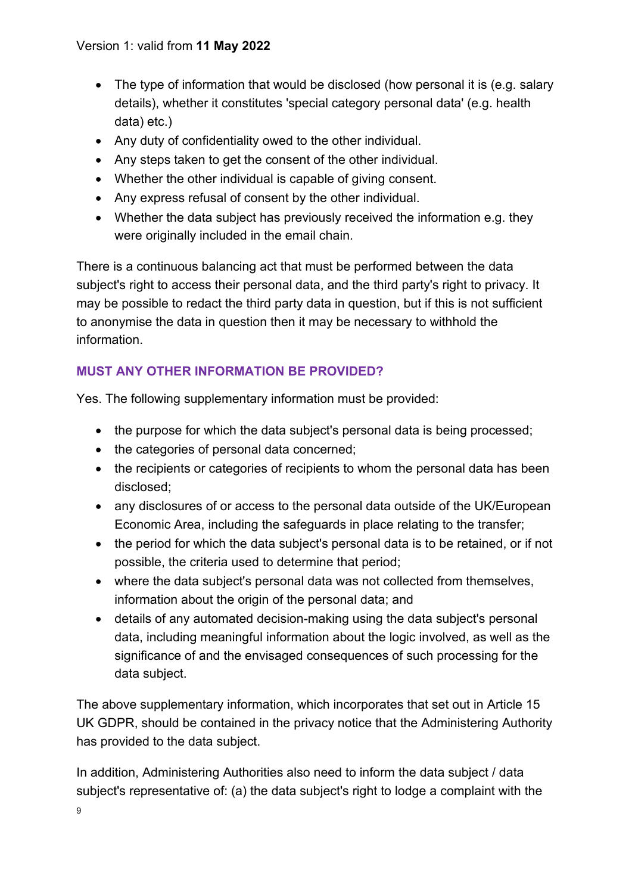- The type of information that would be disclosed (how personal it is (e.g. salary details), whether it constitutes 'special category personal data' (e.g. health data) etc.)
- Any duty of confidentiality owed to the other individual.
- Any steps taken to get the consent of the other individual.
- Whether the other individual is capable of giving consent.
- Any express refusal of consent by the other individual.
- Whether the data subject has previously received the information e.g. they were originally included in the email chain.

There is a continuous balancing act that must be performed between the data subject's right to access their personal data, and the third party's right to privacy. It may be possible to redact the third party data in question, but if this is not sufficient to anonymise the data in question then it may be necessary to withhold the information.

## MUST ANY OTHER INFORMATION BE PROVIDED?

Yes. The following supplementary information must be provided:

- the purpose for which the data subject's personal data is being processed;
- the categories of personal data concerned;
- the recipients or categories of recipients to whom the personal data has been disclosed;
- any disclosures of or access to the personal data outside of the UK/European Economic Area, including the safeguards in place relating to the transfer;
- the period for which the data subject's personal data is to be retained, or if not possible, the criteria used to determine that period;
- where the data subject's personal data was not collected from themselves, information about the origin of the personal data; and
- details of any automated decision-making using the data subject's personal data, including meaningful information about the logic involved, as well as the significance of and the envisaged consequences of such processing for the data subject.

The above supplementary information, which incorporates that set out in Article 15 UK GDPR, should be contained in the privacy notice that the Administering Authority has provided to the data subject.

In addition, Administering Authorities also need to inform the data subject / data subject's representative of: (a) the data subject's right to lodge a complaint with the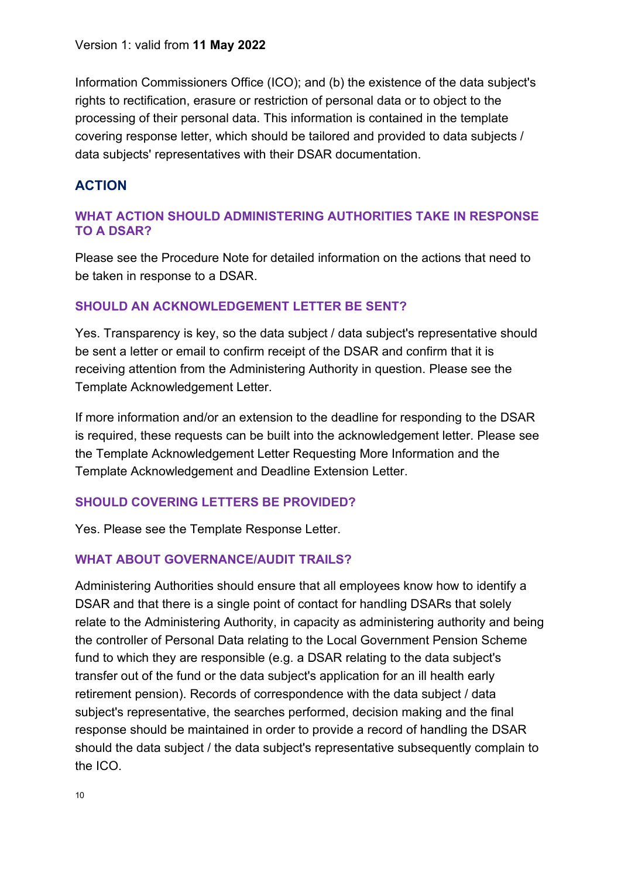Information Commissioners Office (ICO); and (b) the existence of the data subject's rights to rectification, erasure or restriction of personal data or to object to the processing of their personal data. This information is contained in the template covering response letter, which should be tailored and provided to data subjects / data subjects' representatives with their DSAR documentation.

## ACTION

### WHAT ACTION SHOULD ADMINISTERING AUTHORITIES TAKE IN RESPONSE TO A DSAR?

Please see the Procedure Note for detailed information on the actions that need to be taken in response to a DSAR.

### SHOULD AN ACKNOWLEDGEMENT LETTER BE SENT?

Yes. Transparency is key, so the data subject / data subject's representative should be sent a letter or email to confirm receipt of the DSAR and confirm that it is receiving attention from the Administering Authority in question. Please see the Template Acknowledgement Letter.

If more information and/or an extension to the deadline for responding to the DSAR is required, these requests can be built into the acknowledgement letter. Please see the Template Acknowledgement Letter Requesting More Information and the Template Acknowledgement and Deadline Extension Letter.

### SHOULD COVERING LETTERS BE PROVIDED?

Yes. Please see the Template Response Letter.

### WHAT ABOUT GOVERNANCE/AUDIT TRAILS?

Administering Authorities should ensure that all employees know how to identify a DSAR and that there is a single point of contact for handling DSARs that solely relate to the Administering Authority, in capacity as administering authority and being the controller of Personal Data relating to the Local Government Pension Scheme fund to which they are responsible (e.g. a DSAR relating to the data subject's transfer out of the fund or the data subject's application for an ill health early retirement pension). Records of correspondence with the data subject / data subject's representative, the searches performed, decision making and the final response should be maintained in order to provide a record of handling the DSAR should the data subject / the data subject's representative subsequently complain to the ICO.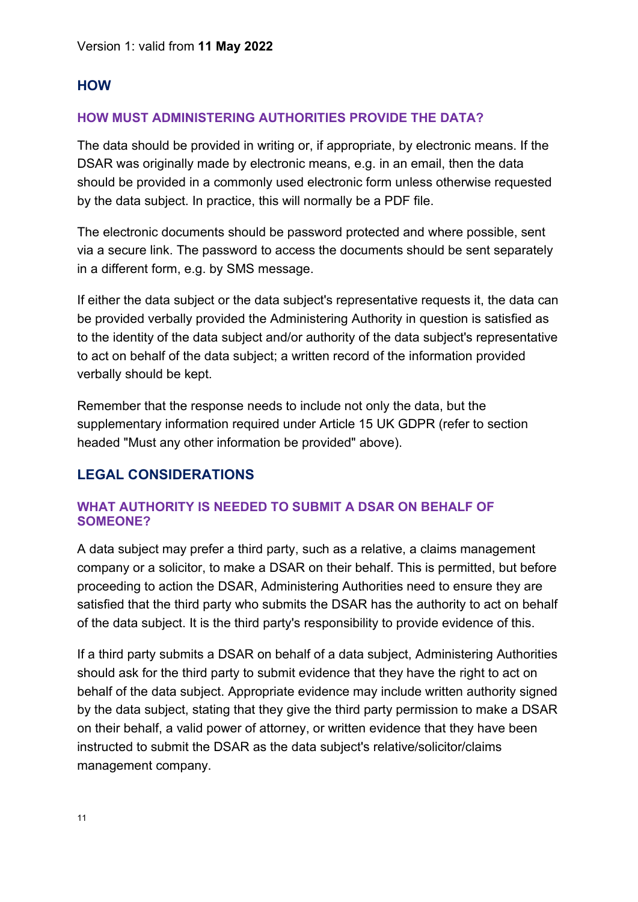Version 1: valid from **11 May 2022**

## HOW

### HOW MUST ADMINISTERING AUTHORITIES PROVIDE THE DATA?

The data should be provided in writing or, if appropriate, by electronic means. If the DSAR was originally made by electronic means, e.g. in an email, then the data should be provided in a commonly used electronic form unless otherwise requested by the data subject. In practice, this will normally be a PDF file.

The electronic documents should be password protected and where possible, sent via a secure link. The password to access the documents should be sent separately in a different form, e.g. by SMS message.

If either the data subject or the data subject's representative requests it, the data can be provided verbally provided the Administering Authority in question is satisfied as to the identity of the data subject and/or authority of the data subject's representative to act on behalf of the data subject; a written record of the information provided verbally should be kept.

Remember that the response needs to include not only the data, but the supplementary information required under Article 15 UK GDPR (refer to section headed "Must any other information be provided" above).

## LEGAL CONSIDERATIONS

### WHAT AUTHORITY IS NEEDED TO SUBMIT A DSAR ON BEHALF OF SOMEONE?

A data subject may prefer a third party, such as a relative, a claims management company or a solicitor, to make a DSAR on their behalf. This is permitted, but before proceeding to action the DSAR, Administering Authorities need to ensure they are satisfied that the third party who submits the DSAR has the authority to act on behalf of the data subject. It is the third party's responsibility to provide evidence of this.

If a third party submits a DSAR on behalf of a data subject, Administering Authorities should ask for the third party to submit evidence that they have the right to act on behalf of the data subject. Appropriate evidence may include written authority signed by the data subject, stating that they give the third party permission to make a DSAR on their behalf, a valid power of attorney, or written evidence that they have been instructed to submit the DSAR as the data subject's relative/solicitor/claims management company.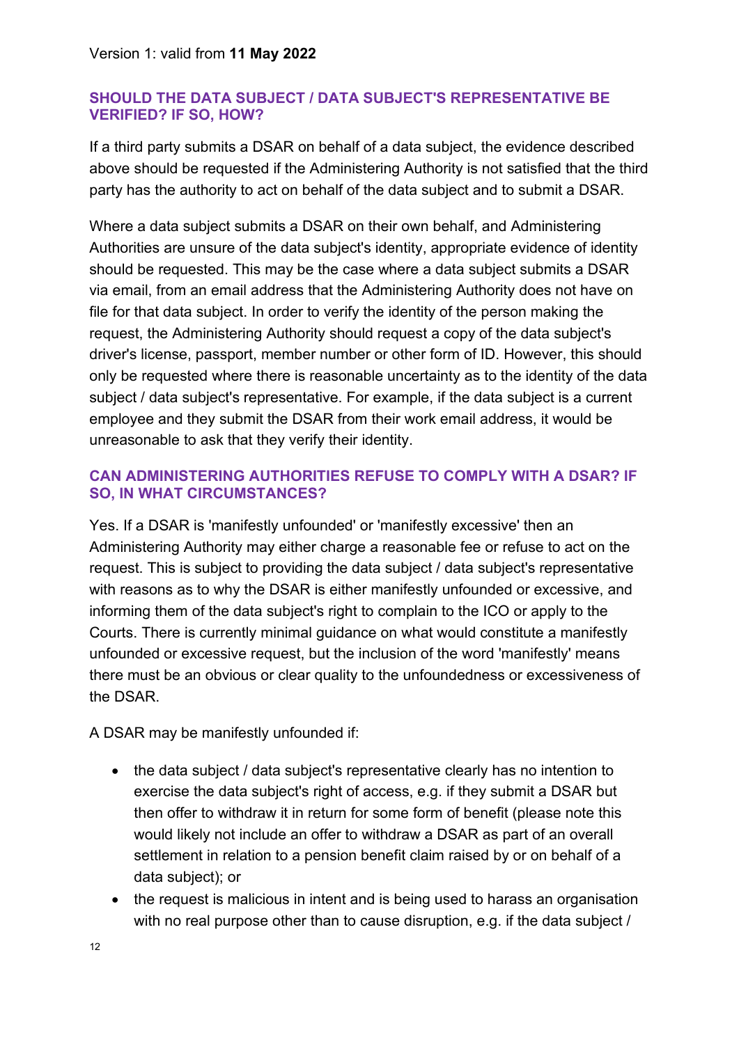Version 1: valid from **11 May 2022**

## SHOULD THE DATA SUBJECT / DATA SUBJECT'S REPRESENTATIVE BE VERIFIED? IF SO, HOW?

If a third party submits a DSAR on behalf of a data subject, the evidence described above should be requested if the Administering Authority is not satisfied that the third party has the authority to act on behalf of the data subject and to submit a DSAR.

Where a data subject submits a DSAR on their own behalf, and Administering Authorities are unsure of the data subject's identity, appropriate evidence of identity should be requested. This may be the case where a data subject submits a DSAR via email, from an email address that the Administering Authority does not have on file for that data subject. In order to verify the identity of the person making the request, the Administering Authority should request a copy of the data subject's driver's license, passport, member number or other form of ID. However, this should only be requested where there is reasonable uncertainty as to the identity of the data subject / data subject's representative. For example, if the data subject is a current employee and they submit the DSAR from their work email address, it would be unreasonable to ask that they verify their identity.

## CAN ADMINISTERING AUTHORITIES REFUSE TO COMPLY WITH A DSAR? IF SO, IN WHAT CIRCUMSTANCES?

Yes. If a DSAR is 'manifestly unfounded' or 'manifestly excessive' then an Administering Authority may either charge a reasonable fee or refuse to act on the request. This is subject to providing the data subject / data subject's representative with reasons as to why the DSAR is either manifestly unfounded or excessive, and informing them of the data subject's right to complain to the ICO or apply to the Courts. There is currently minimal guidance on what would constitute a manifestly unfounded or excessive request, but the inclusion of the word 'manifestly' means there must be an obvious or clear quality to the unfoundedness or excessiveness of the DSAR.

A DSAR may be manifestly unfounded if:

- the data subject / data subject's representative clearly has no intention to exercise the data subject's right of access, e.g. if they submit a DSAR but then offer to withdraw it in return for some form of benefit (please note this would likely not include an offer to withdraw a DSAR as part of an overall settlement in relation to a pension benefit claim raised by or on behalf of a data subject); or
- the request is malicious in intent and is being used to harass an organisation with no real purpose other than to cause disruption, e.g. if the data subject /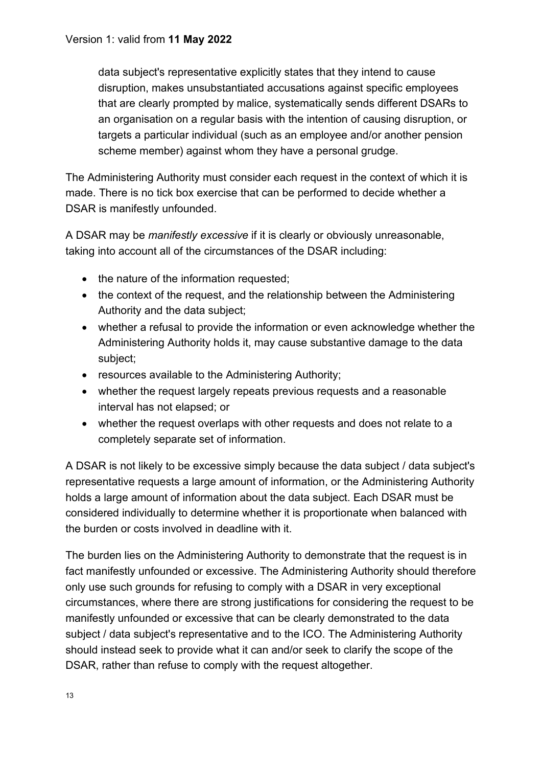data subject's representative explicitly states that they intend to cause disruption, makes unsubstantiated accusations against specific employees that are clearly prompted by malice, systematically sends different DSARs to an organisation on a regular basis with the intention of causing disruption, or targets a particular individual (such as an employee and/or another pension scheme member) against whom they have a personal grudge.

The Administering Authority must consider each request in the context of which it is made. There is no tick box exercise that can be performed to decide whether a DSAR is manifestly unfounded.

A DSAR may be *manifestly excessive* if it is clearly or obviously unreasonable, taking into account all of the circumstances of the DSAR including:

- the nature of the information requested;
- the context of the request, and the relationship between the Administering Authority and the data subject;
- whether a refusal to provide the information or even acknowledge whether the Administering Authority holds it, may cause substantive damage to the data subject;
- resources available to the Administering Authority;
- whether the request largely repeats previous requests and a reasonable interval has not elapsed; or
- whether the request overlaps with other requests and does not relate to a completely separate set of information.

A DSAR is not likely to be excessive simply because the data subject / data subject's representative requests a large amount of information, or the Administering Authority holds a large amount of information about the data subject. Each DSAR must be considered individually to determine whether it is proportionate when balanced with the burden or costs involved in deadline with it.

The burden lies on the Administering Authority to demonstrate that the request is in fact manifestly unfounded or excessive. The Administering Authority should therefore only use such grounds for refusing to comply with a DSAR in very exceptional circumstances, where there are strong justifications for considering the request to be manifestly unfounded or excessive that can be clearly demonstrated to the data subject / data subject's representative and to the ICO. The Administering Authority should instead seek to provide what it can and/or seek to clarify the scope of the DSAR, rather than refuse to comply with the request altogether.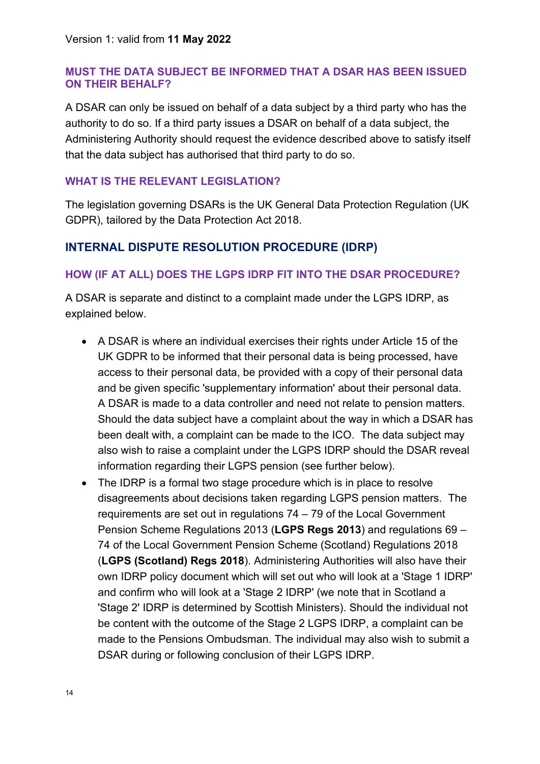Version 1: valid from **11 May 2022**

### MUST THE DATA SUBJECT BE INFORMED THAT A DSAR HAS BEEN ISSUED ON THEIR BEHALF?

A DSAR can only be issued on behalf of a data subject by a third party who has the authority to do so. If a third party issues a DSAR on behalf of a data subject, the Administering Authority should request the evidence described above to satisfy itself that the data subject has authorised that third party to do so.

### WHAT IS THE RELEVANT LEGISLATION?

The legislation governing DSARs is the UK General Data Protection Regulation (UK GDPR), tailored by the Data Protection Act 2018.

## INTERNAL DISPUTE RESOLUTION PROCEDURE (IDRP)

### HOW (IF AT ALL) DOES THE LGPS IDRP FIT INTO THE DSAR PROCEDURE?

A DSAR is separate and distinct to a complaint made under the LGPS IDRP, as explained below.

- A DSAR is where an individual exercises their rights under Article 15 of the UK GDPR to be informed that their personal data is being processed, have access to their personal data, be provided with a copy of their personal data and be given specific 'supplementary information' about their personal data. A DSAR is made to a data controller and need not relate to pension matters. Should the data subject have a complaint about the way in which a DSAR has been dealt with, a complaint can be made to the ICO. The data subject may also wish to raise a complaint under the LGPS IDRP should the DSAR reveal information regarding their LGPS pension (see further below).
- The IDRP is a formal two stage procedure which is in place to resolve disagreements about decisions taken regarding LGPS pension matters. The requirements are set out in regulations 74 – 79 of the Local Government Pension Scheme Regulations 2013 (**LGPS Regs 2013**) and regulations 69 – 74 of the Local Government Pension Scheme (Scotland) Regulations 2018 (**LGPS (Scotland) Regs 2018**). Administering Authorities will also have their own IDRP policy document which will set out who will look at a 'Stage 1 IDRP' and confirm who will look at a 'Stage 2 IDRP' (we note that in Scotland a 'Stage 2' IDRP is determined by Scottish Ministers). Should the individual not be content with the outcome of the Stage 2 LGPS IDRP, a complaint can be made to the Pensions Ombudsman. The individual may also wish to submit a DSAR during or following conclusion of their LGPS IDRP.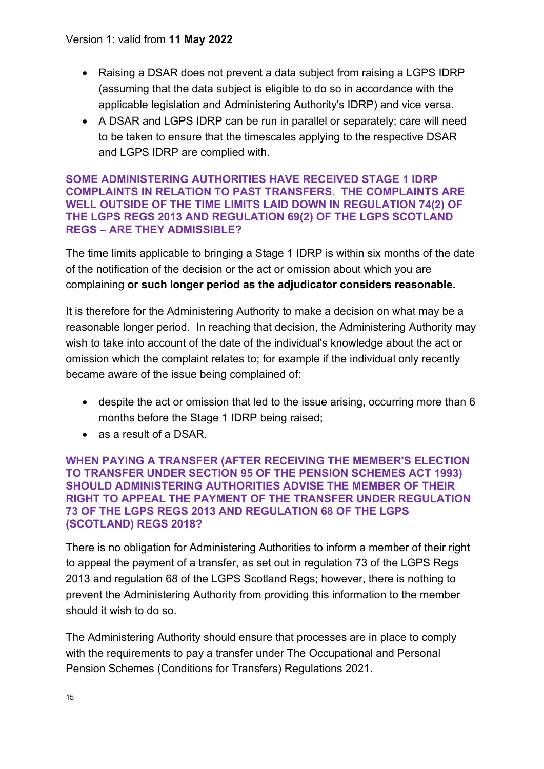- Raising a DSAR does not prevent a data subject from raising a LGPS IDRP (assuming that the data subject is eligible to do so in accordance with the applicable legislation and Administering Authority's IDRP) and vice versa.
- A DSAR and LGPS IDRP can be run in parallel or separately; care will need to be taken to ensure that the timescales applying to the respective DSAR and LGPS IDRP are complied with.

### SOME ADMINISTERING AUTHORITIES HAVE RECEIVED STAGE 1 IDRP COMPLAINTS IN RELATION TO PAST TRANSFERS. THE COMPLAINTS ARE WELL OUTSIDE OF THE TIME LIMITS LAID DOWN IN REGULATION 74(2) OF THE LGPS REGS 2013 AND REGULATION 69(2) OF THE LGPS SCOTLAND REGS – ARE THEY ADMISSIBLE?

The time limits applicable to bringing a Stage 1 IDRP is within six months of the date of the notification of the decision or the act or omission about which you are complaining **or such longer period as the adjudicator considers reasonable.**

It is therefore for the Administering Authority to make a decision on what may be a reasonable longer period. In reaching that decision, the Administering Authority may wish to take into account of the date of the individual's knowledge about the act or omission which the complaint relates to; for example if the individual only recently became aware of the issue being complained of:

- despite the act or omission that led to the issue arising, occurring more than 6 months before the Stage 1 IDRP being raised;
- as a result of a DSAR.

### WHEN PAYING A TRANSFER (AFTER RECEIVING THE MEMBER'S ELECTION TO TRANSFER UNDER SECTION 95 OF THE PENSION SCHEMES ACT 1993) SHOULD ADMINISTERING AUTHORITIES ADVISE THE MEMBER OF THEIR RIGHT TO APPEAL THE PAYMENT OF THE TRANSFER UNDER REGULATION 73 OF THE LGPS REGS 2013 AND REGULATION 68 OF THE LGPS (SCOTLAND) REGS 2018?

There is no obligation for Administering Authorities to inform a member of their right to appeal the payment of a transfer, as set out in regulation 73 of the LGPS Regs 2013 and regulation 68 of the LGPS Scotland Regs; however, there is nothing to prevent the Administering Authority from providing this information to the member should it wish to do so.

The Administering Authority should ensure that processes are in place to comply with the requirements to pay a transfer under The Occupational and Personal Pension Schemes (Conditions for Transfers) Regulations 2021.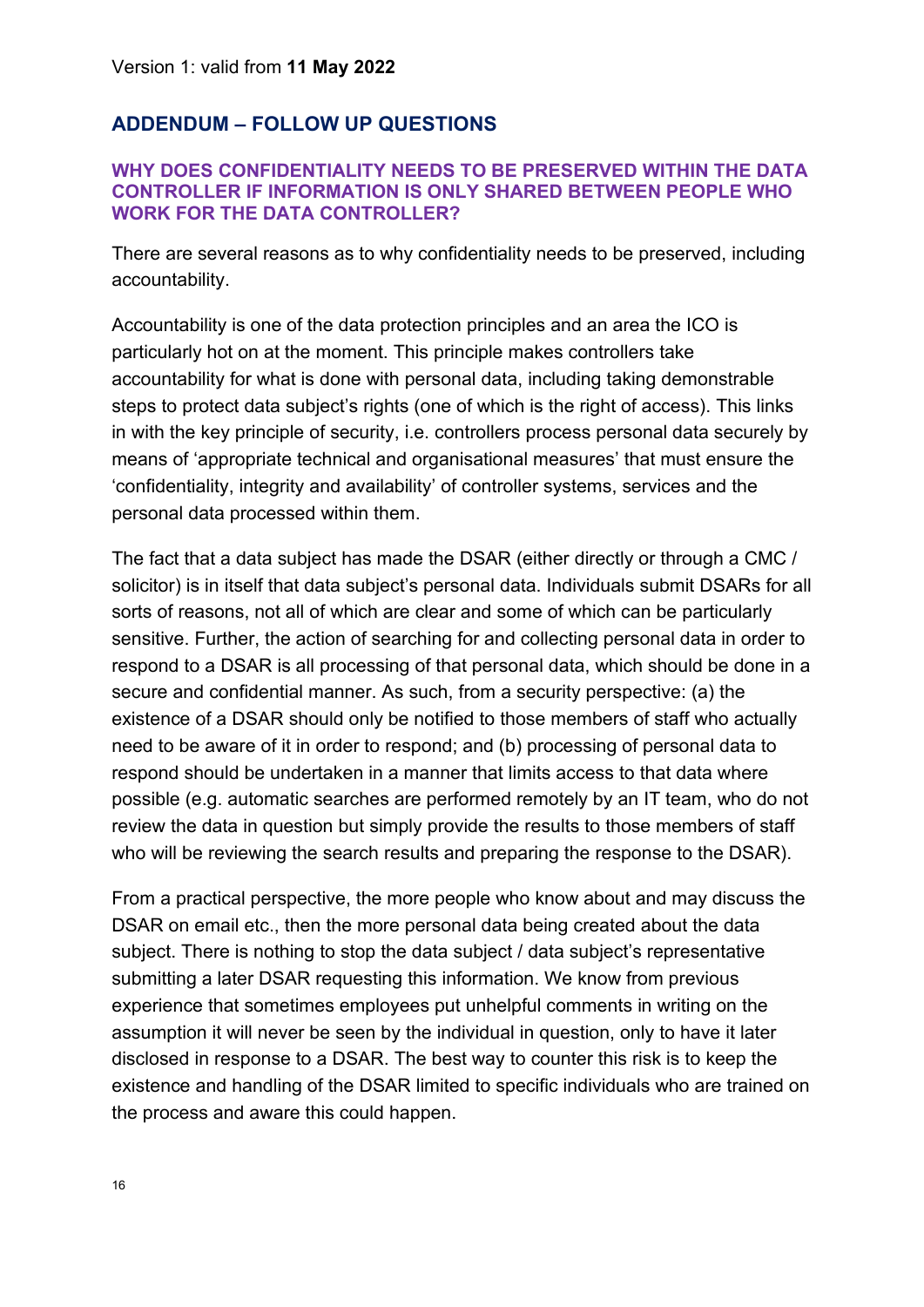Version 1: valid from **11 May 2022**

## ADDENDUM – FOLLOW UP QUESTIONS

### WHY DOES CONFIDENTIALITY NEEDS TO BE PRESERVED WITHIN THE DATA CONTROLLER IF INFORMATION IS ONLY SHARED BETWEEN PEOPLE WHO WORK FOR THE DATA CONTROLLER?

There are several reasons as to why confidentiality needs to be preserved, including accountability.

Accountability is one of the data protection principles and an area the ICO is particularly hot on at the moment. This principle makes controllers take accountability for what is done with personal data, including taking demonstrable steps to protect data subject's rights (one of which is the right of access). This links in with the key principle of security, i.e. controllers process personal data securely by means of 'appropriate technical and organisational measures' that must ensure the 'confidentiality, integrity and availability' of controller systems, services and the personal data processed within them.

The fact that a data subject has made the DSAR (either directly or through a CMC / solicitor) is in itself that data subject's personal data. Individuals submit DSARs for all sorts of reasons, not all of which are clear and some of which can be particularly sensitive. Further, the action of searching for and collecting personal data in order to respond to a DSAR is all processing of that personal data, which should be done in a secure and confidential manner. As such, from a security perspective: (a) the existence of a DSAR should only be notified to those members of staff who actually need to be aware of it in order to respond; and (b) processing of personal data to respond should be undertaken in a manner that limits access to that data where possible (e.g. automatic searches are performed remotely by an IT team, who do not review the data in question but simply provide the results to those members of staff who will be reviewing the search results and preparing the response to the DSAR).

From a practical perspective, the more people who know about and may discuss the DSAR on email etc., then the more personal data being created about the data subject. There is nothing to stop the data subject / data subject's representative submitting a later DSAR requesting this information. We know from previous experience that sometimes employees put unhelpful comments in writing on the assumption it will never be seen by the individual in question, only to have it later disclosed in response to a DSAR. The best way to counter this risk is to keep the existence and handling of the DSAR limited to specific individuals who are trained on the process and aware this could happen.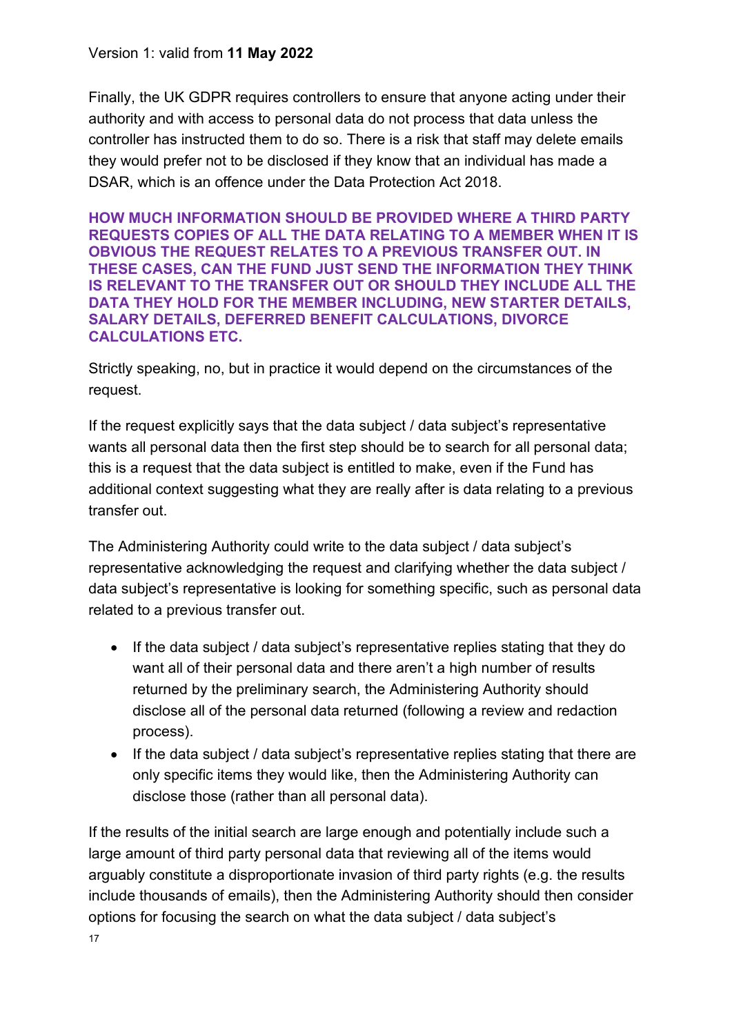Finally, the UK GDPR requires controllers to ensure that anyone acting under their authority and with access to personal data do not process that data unless the controller has instructed them to do so. There is a risk that staff may delete emails they would prefer not to be disclosed if they know that an individual has made a DSAR, which is an offence under the Data Protection Act 2018.

### HOW MUCH INFORMATION SHOULD BE PROVIDED WHERE A THIRD PARTY REQUESTS COPIES OF ALL THE DATA RELATING TO A MEMBER WHEN IT IS OBVIOUS THE REQUEST RELATES TO A PREVIOUS TRANSFER OUT. IN THESE CASES, CAN THE FUND JUST SEND THE INFORMATION THEY THINK IS RELEVANT TO THE TRANSFER OUT OR SHOULD THEY INCLUDE ALL THE DATA THEY HOLD FOR THE MEMBER INCLUDING, NEW STARTER DETAILS, SALARY DETAILS, DEFERRED BENEFIT CALCULATIONS, DIVORCE CALCULATIONS ETC.

Strictly speaking, no, but in practice it would depend on the circumstances of the request.

If the request explicitly says that the data subject / data subject's representative wants all personal data then the first step should be to search for all personal data; this is a request that the data subject is entitled to make, even if the Fund has additional context suggesting what they are really after is data relating to a previous transfer out.

The Administering Authority could write to the data subject / data subject's representative acknowledging the request and clarifying whether the data subject / data subject's representative is looking for something specific, such as personal data related to a previous transfer out.

- If the data subject / data subject's representative replies stating that they do want all of their personal data and there aren't a high number of results returned by the preliminary search, the Administering Authority should disclose all of the personal data returned (following a review and redaction process).
- If the data subject / data subject's representative replies stating that there are only specific items they would like, then the Administering Authority can disclose those (rather than all personal data).

If the results of the initial search are large enough and potentially include such a large amount of third party personal data that reviewing all of the items would arguably constitute a disproportionate invasion of third party rights (e.g. the results include thousands of emails), then the Administering Authority should then consider options for focusing the search on what the data subject / data subject's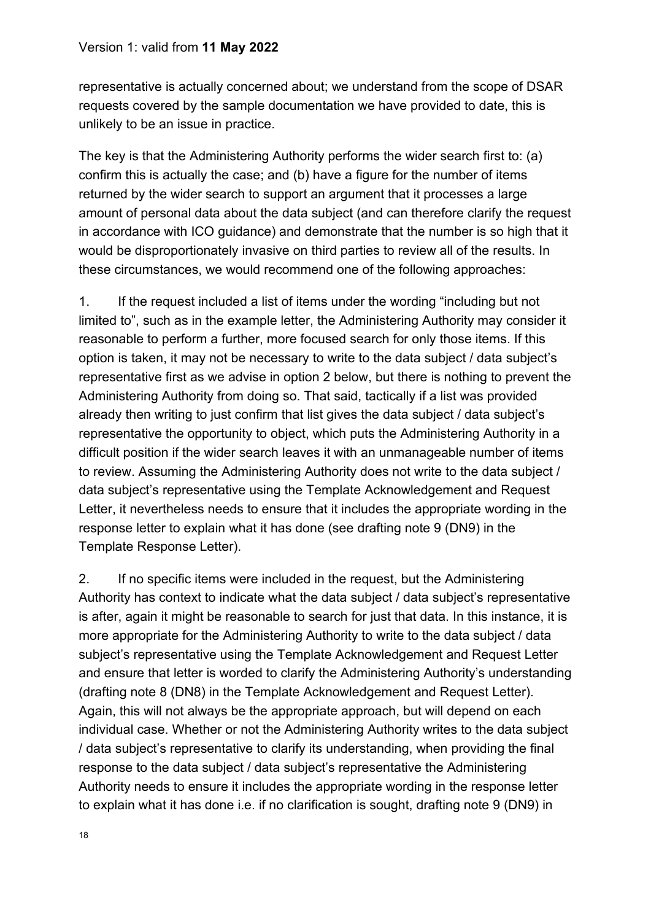representative is actually concerned about; we understand from the scope of DSAR requests covered by the sample documentation we have provided to date, this is unlikely to be an issue in practice.

The key is that the Administering Authority performs the wider search first to: (a) confirm this is actually the case; and (b) have a figure for the number of items returned by the wider search to support an argument that it processes a large amount of personal data about the data subject (and can therefore clarify the request in accordance with ICO guidance) and demonstrate that the number is so high that it would be disproportionately invasive on third parties to review all of the results. In these circumstances, we would recommend one of the following approaches:

1. If the request included a list of items under the wording "including but not limited to", such as in the example letter, the Administering Authority may consider it reasonable to perform a further, more focused search for only those items. If this option is taken, it may not be necessary to write to the data subject / data subject's representative first as we advise in option 2 below, but there is nothing to prevent the Administering Authority from doing so. That said, tactically if a list was provided already then writing to just confirm that list gives the data subject / data subject's representative the opportunity to object, which puts the Administering Authority in a difficult position if the wider search leaves it with an unmanageable number of items to review. Assuming the Administering Authority does not write to the data subject / data subject's representative using the Template Acknowledgement and Request Letter, it nevertheless needs to ensure that it includes the appropriate wording in the response letter to explain what it has done (see drafting note 9 (DN9) in the Template Response Letter).

2. If no specific items were included in the request, but the Administering Authority has context to indicate what the data subject / data subject's representative is after, again it might be reasonable to search for just that data. In this instance, it is more appropriate for the Administering Authority to write to the data subject / data subject's representative using the Template Acknowledgement and Request Letter and ensure that letter is worded to clarify the Administering Authority's understanding (drafting note 8 (DN8) in the Template Acknowledgement and Request Letter). Again, this will not always be the appropriate approach, but will depend on each individual case. Whether or not the Administering Authority writes to the data subject / data subject's representative to clarify its understanding, when providing the final response to the data subject / data subject's representative the Administering Authority needs to ensure it includes the appropriate wording in the response letter to explain what it has done i.e. if no clarification is sought, drafting note 9 (DN9) in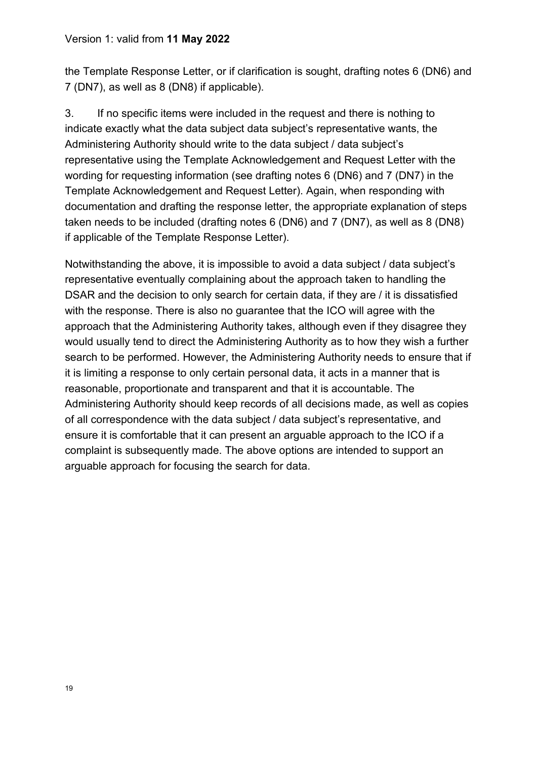the Template Response Letter, or if clarification is sought, drafting notes 6 (DN6) and 7 (DN7), as well as 8 (DN8) if applicable).

3. If no specific items were included in the request and there is nothing to indicate exactly what the data subject data subject's representative wants, the Administering Authority should write to the data subject / data subject's representative using the Template Acknowledgement and Request Letter with the wording for requesting information (see drafting notes 6 (DN6) and 7 (DN7) in the Template Acknowledgement and Request Letter). Again, when responding with documentation and drafting the response letter, the appropriate explanation of steps taken needs to be included (drafting notes 6 (DN6) and 7 (DN7), as well as 8 (DN8) if applicable of the Template Response Letter).

Notwithstanding the above, it is impossible to avoid a data subject / data subject's representative eventually complaining about the approach taken to handling the DSAR and the decision to only search for certain data, if they are / it is dissatisfied with the response. There is also no guarantee that the ICO will agree with the approach that the Administering Authority takes, although even if they disagree they would usually tend to direct the Administering Authority as to how they wish a further search to be performed. However, the Administering Authority needs to ensure that if it is limiting a response to only certain personal data, it acts in a manner that is reasonable, proportionate and transparent and that it is accountable. The Administering Authority should keep records of all decisions made, as well as copies of all correspondence with the data subject / data subject's representative, and ensure it is comfortable that it can present an arguable approach to the ICO if a complaint is subsequently made. The above options are intended to support an arguable approach for focusing the search for data.